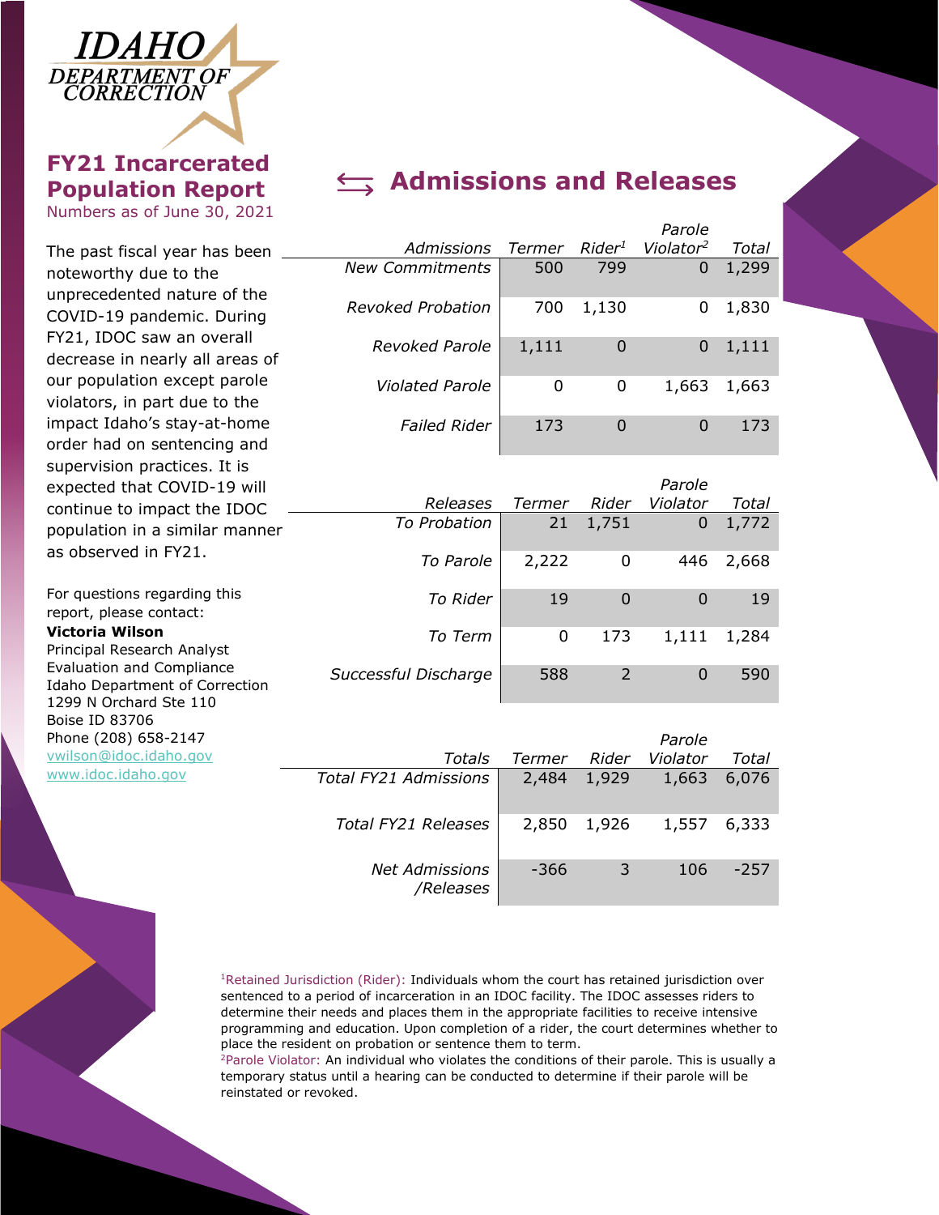IDAHO DEPARTMENT OF CORRECTION

# FY21 Incarcerated Population Report

Numbers as of June 30, 2021

The past fiscal year has been noteworthy due to the unprecedented nature of the COVID-19 pandemic. During FY21, IDOC saw an overall decrease in nearly all areas of our population except parole violators, in part due to the impact Idaho's stay-at-home order had on sentencing and supervision practices. It is expected that COVID-19 will continue to impact the IDOC population in a similar manner as observed in FY21.

For questions regarding this report, please contact:
**Victoria Wilson**
Principal Research Analyst
Evaluation and Compliance
Idaho Department of Correction
1299 N Orchard Ste 110
Boise ID 83706
Phone (208) 658-2147
vwilson@idoc.idaho.gov
www.idoc.idaho.gov

## Admissions and Releases

| *Admissions* | *Termer* | *Rider*[1] | *Parole Violator*[2] | *Total* |
|---|---|---|---|---|
| *New Commitments* | 500 | 799 | 0 | 1,299 |
| *Revoked Probation* | 700 | 1,130 | 0 | 1,830 |
| *Revoked Parole* | 1,111 | 0 | 0 | 1,111 |
| *Violated Parole* | 0 | 0 | 1,663 | 1,663 |
| *Failed Rider* | 173 | 0 | 0 | 173 |

| *Releases* | *Termer* | *Rider* | *Parole Violator* | *Total* |
|---|---|---|---|---|
| *To Probation* | 21 | 1,751 | 0 | 1,772 |
| *To Parole* | 2,222 | 0 | 446 | 2,668 |
| *To Rider* | 19 | 0 | 0 | 19 |
| *To Term* | 0 | 173 | 1,111 | 1,284 |
| *Successful Discharge* | 588 | 2 | 0 | 590 |

| *Totals* | *Termer* | *Rider* | *Parole Violator* | *Total* |
|---|---|---|---|---|
| *Total FY21 Admissions* | 2,484 | 1,929 | 1,663 | 6,076 |
| *Total FY21 Releases* | 2,850 | 1,926 | 1,557 | 6,333 |
| *Net Admissions /Releases* | -366 | 3 | 106 | -257 |

[1]Retained Jurisdiction (Rider): Individuals whom the court has retained jurisdiction over sentenced to a period of incarceration in an IDOC facility. The IDOC assesses riders to determine their needs and places them in the appropriate facilities to receive intensive programming and education. Upon completion of a rider, the court determines whether to place the resident on probation or sentence them to term.
[2]Parole Violator: An individual who violates the conditions of their parole. This is usually a temporary status until a hearing can be conducted to determine if their parole will be reinstated or revoked.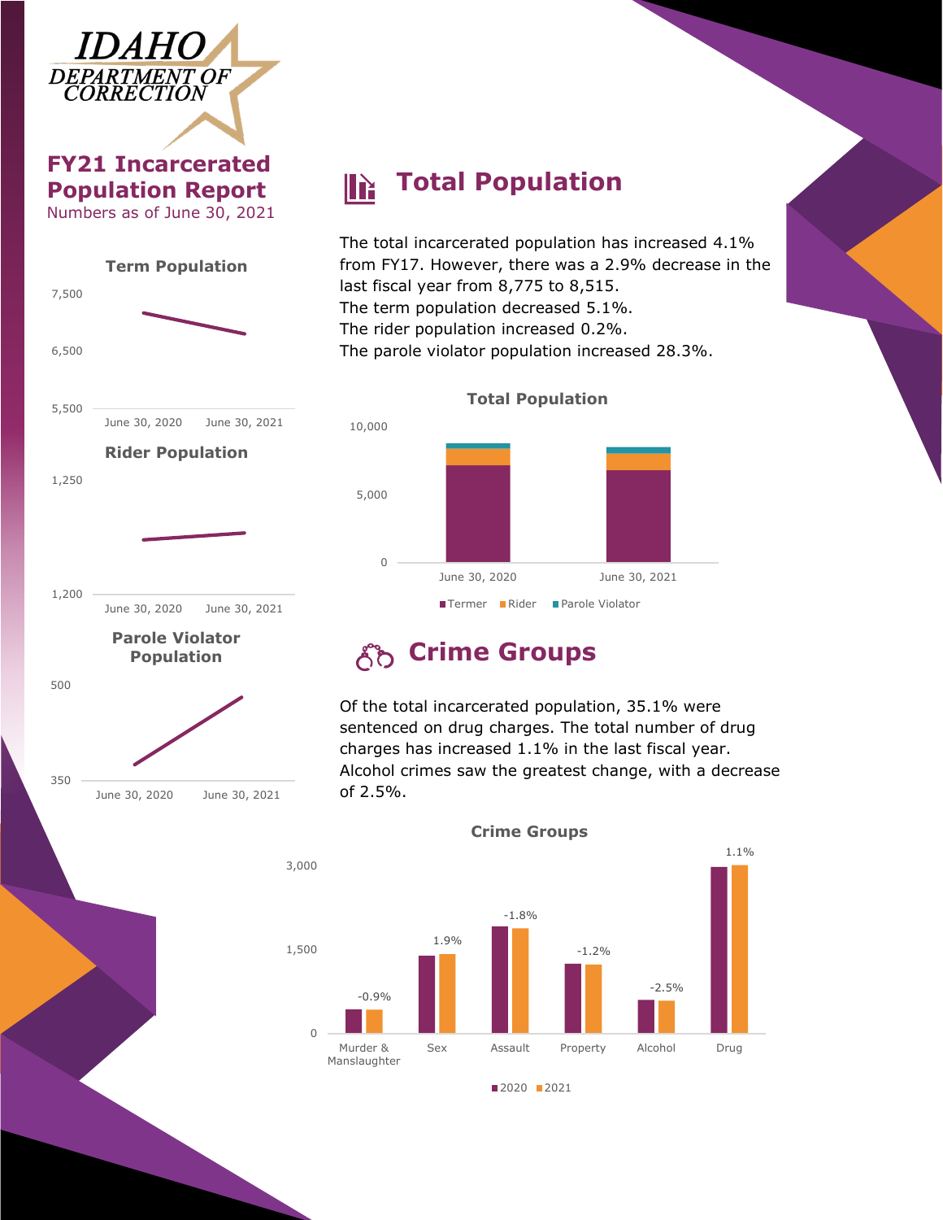# IDAHO DEPARTMENT OF CORRECTION

## FY21 Incarcerated Population Report

Numbers as of June 30, 2021

**Term Population**

7,500
6,500
5,500
June 30, 2020 June 30, 2021

**Rider Population**

1,250
1,200
June 30, 2020 June 30, 2021

**Parole Violator Population**

500
350
June 30, 2020 June 30, 2021

## Total Population

The total incarcerated population has increased 4.1% from FY17. However, there was a 2.9% decrease in the last fiscal year from 8,775 to 8,515.
The term population decreased 5.1%.
The rider population increased 0.2%.
The parole violator population increased 28.3%.

**Total Population**

10,000
5,000
0
June 30, 2020 June 30, 2021

Termer Rider Parole Violator

## Crime Groups

Of the total incarcerated population, 35.1% were sentenced on drug charges. The total number of drug charges has increased 1.1% in the last fiscal year. Alcohol crimes saw the greatest change, with a decrease of 2.5%.

**Crime Groups**

| Crime Group | Change |
|---|---|
| Murder & Manslaughter | -0.9% |
| Sex | 1.9% |
| Assault | -1.8% |
| Property | -1.2% |
| Alcohol | -2.5% |
| Drug | 1.1% |

3,000
1,500
0

2020 2021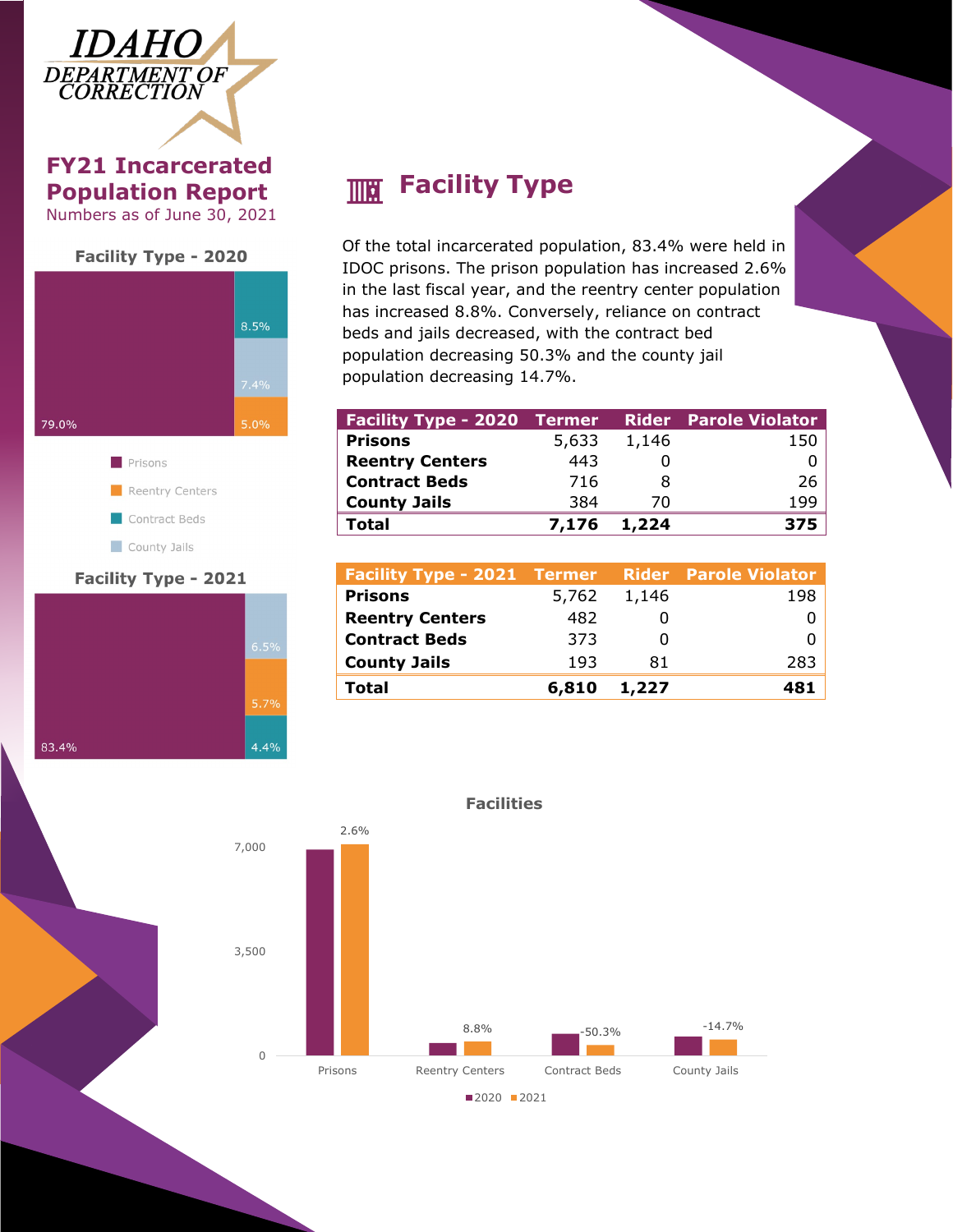# IDAHO DEPARTMENT OF CORRECTION

## FY21 Incarcerated Population Report

Numbers as of June 30, 2021

**Facility Type - 2020**

Prisons 79.0%, Contract Beds 8.5%, County Jails 7.4%, Reentry Centers 5.0%

- Prisons
- Reentry Centers
- Contract Beds
- County Jails

**Facility Type - 2021**

Prisons 83.4%, County Jails 6.5%, Reentry Centers 5.7%, Contract Beds 4.4%

## Facility Type

Of the total incarcerated population, 83.4% were held in IDOC prisons. The prison population has increased 2.6% in the last fiscal year, and the reentry center population has increased 8.8%. Conversely, reliance on contract beds and jails decreased, with the contract bed population decreasing 50.3% and the county jail population decreasing 14.7%.

| Facility Type - 2020 | Termer | Rider | Parole Violator |
|---|---|---|---|
| **Prisons** | 5,633 | 1,146 | 150 |
| **Reentry Centers** | 443 | 0 | 0 |
| **Contract Beds** | 716 | 8 | 26 |
| **County Jails** | 384 | 70 | 199 |
| **Total** | **7,176** | **1,224** | **375** |

| Facility Type - 2021 | Termer | Rider | Parole Violator |
|---|---|---|---|
| **Prisons** | 5,762 | 1,146 | 198 |
| **Reentry Centers** | 482 | 0 | 0 |
| **Contract Beds** | 373 | 0 | 0 |
| **County Jails** | 193 | 81 | 283 |
| **Total** | **6,810** | **1,227** | **481** |

**Facilities**

| Facility | Change 2020–2021 |
|---|---|
| Prisons | 2.6% |
| Reentry Centers | 8.8% |
| Contract Beds | -50.3% |
| County Jails | -14.7% |

■2020 ■2021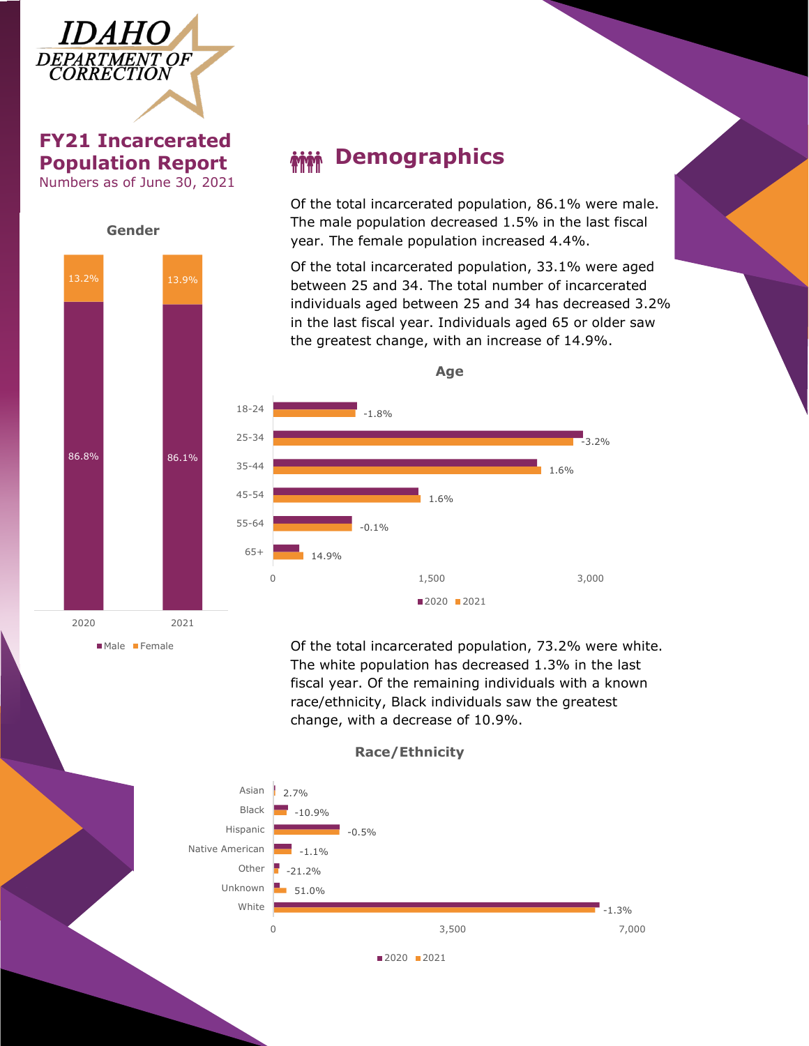IDAHO DEPARTMENT OF CORRECTION

# FY21 Incarcerated Population Report

Numbers as of June 30, 2021

## Demographics

Of the total incarcerated population, 86.1% were male. The male population decreased 1.5% in the last fiscal year. The female population increased 4.4%.

Of the total incarcerated population, 33.1% were aged between 25 and 34. The total number of incarcerated individuals aged between 25 and 34 has decreased 3.2% in the last fiscal year. Individuals aged 65 or older saw the greatest change, with an increase of 14.9%.

**Gender**

2020: Male 86.8%, Female 13.2%

2021: Male 86.1%, Female 13.9%

Male · Female

**Age**

18-24: -1.8%

25-34: -3.2%

35-44: 1.6%

45-54: 1.6%

55-64: -0.1%

65+: 14.9%

0 · 1,500 · 3,000

2020 · 2021

Of the total incarcerated population, 73.2% were white. The white population has decreased 1.3% in the last fiscal year. Of the remaining individuals with a known race/ethnicity, Black individuals saw the greatest change, with a decrease of 10.9%.

**Race/Ethnicity**

Asian: 2.7%

Black: -10.9%

Hispanic: -0.5%

Native American: -1.1%

Other: -21.2%

Unknown: 51.0%

White: -1.3%

0 · 3,500 · 7,000

2020 · 2021